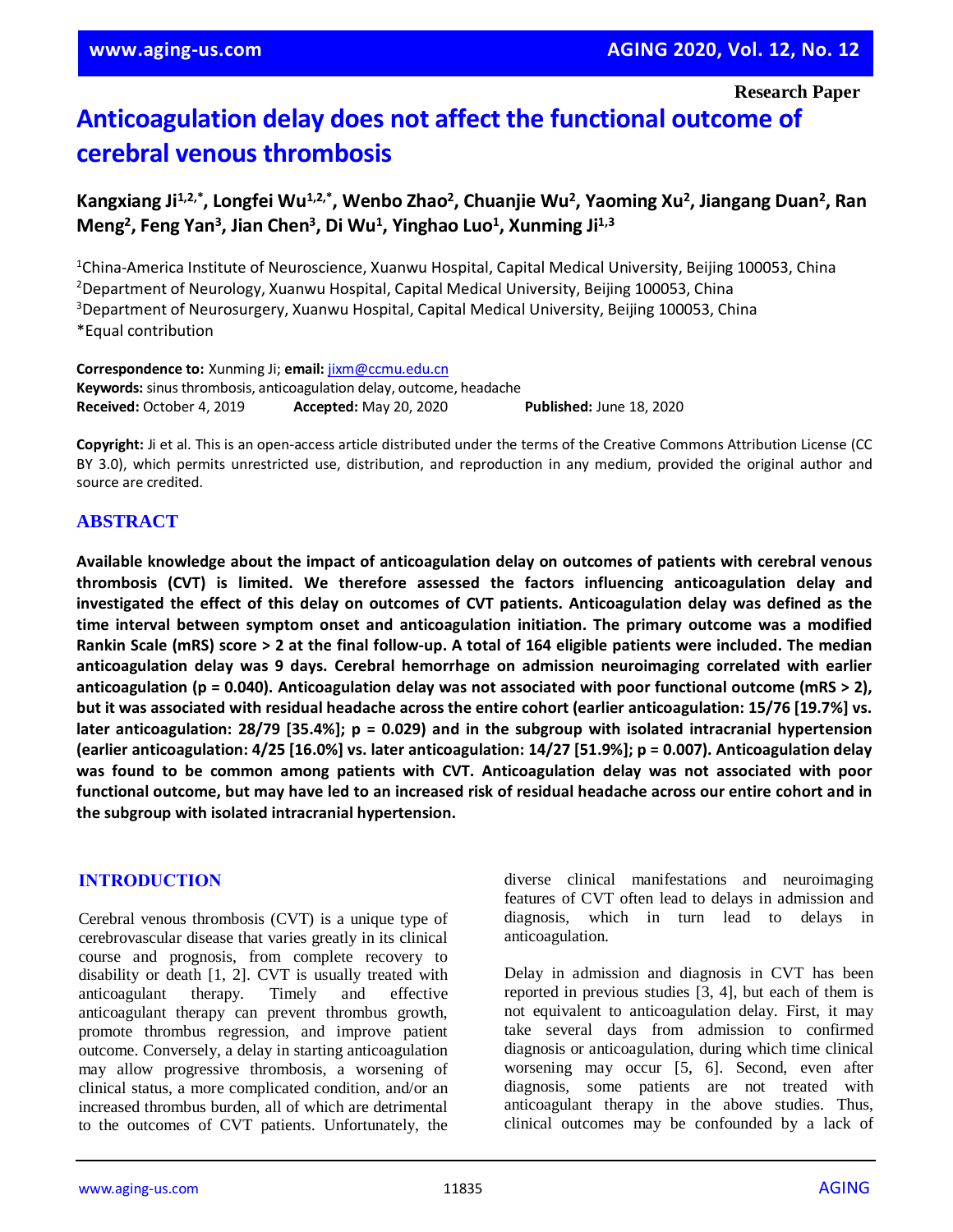Research Paper

# Anticoagulation delay does not affect the functional outcome of cerebral venous thrombosis

**Kangxiang Ji[1,2,*], Longfei Wu[1,2,*], Wenbo Zhao[2], Chuanjie Wu[2], Yaoming Xu[2], Jiangang Duan[2], Ran Meng[2], Feng Yan[3], Jian Chen[3], Di Wu[1], Yinghao Luo[1], Xunming Ji[1,3]**

[1]China-America Institute of Neuroscience, Xuanwu Hospital, Capital Medical University, Beijing 100053, China
[2]Department of Neurology, Xuanwu Hospital, Capital Medical University, Beijing 100053, China
[3]Department of Neurosurgery, Xuanwu Hospital, Capital Medical University, Beijing 100053, China
*Equal contribution

**Correspondence to:** Xunming Ji; **email:** jixm@ccmu.edu.cn
**Keywords:** sinus thrombosis, anticoagulation delay, outcome, headache
**Received:** October 4, 2019 **Accepted:** May 20, 2020 **Published:** June 18, 2020

**Copyright:** Ji et al. This is an open-access article distributed under the terms of the Creative Commons Attribution License (CC BY 3.0), which permits unrestricted use, distribution, and reproduction in any medium, provided the original author and source are credited.

## ABSTRACT

**Available knowledge about the impact of anticoagulation delay on outcomes of patients with cerebral venous thrombosis (CVT) is limited. We therefore assessed the factors influencing anticoagulation delay and investigated the effect of this delay on outcomes of CVT patients. Anticoagulation delay was defined as the time interval between symptom onset and anticoagulation initiation. The primary outcome was a modified Rankin Scale (mRS) score > 2 at the final follow-up. A total of 164 eligible patients were included. The median anticoagulation delay was 9 days. Cerebral hemorrhage on admission neuroimaging correlated with earlier anticoagulation ($p = 0.040$). Anticoagulation delay was not associated with poor functional outcome (mRS > 2), but it was associated with residual headache across the entire cohort (earlier anticoagulation: 15/76 [19.7%] vs. later anticoagulation: 28/79 [35.4%]; $p = 0.029$) and in the subgroup with isolated intracranial hypertension (earlier anticoagulation: 4/25 [16.0%] vs. later anticoagulation: 14/27 [51.9%]; $p = 0.007$). Anticoagulation delay was found to be common among patients with CVT. Anticoagulation delay was not associated with poor functional outcome, but may have led to an increased risk of residual headache across our entire cohort and in the subgroup with isolated intracranial hypertension.**

## INTRODUCTION

Cerebral venous thrombosis (CVT) is a unique type of cerebrovascular disease that varies greatly in its clinical course and prognosis, from complete recovery to disability or death [1, 2]. CVT is usually treated with anticoagulant therapy. Timely and effective anticoagulant therapy can prevent thrombus growth, promote thrombus regression, and improve patient outcome. Conversely, a delay in starting anticoagulation may allow progressive thrombosis, a worsening of clinical status, a more complicated condition, and/or an increased thrombus burden, all of which are detrimental to the outcomes of CVT patients. Unfortunately, the diverse clinical manifestations and neuroimaging features of CVT often lead to delays in admission and diagnosis, which in turn lead to delays in anticoagulation.

Delay in admission and diagnosis in CVT has been reported in previous studies [3, 4], but each of them is not equivalent to anticoagulation delay. First, it may take several days from admission to confirmed diagnosis or anticoagulation, during which time clinical worsening may occur [5, 6]. Second, even after diagnosis, some patients are not treated with anticoagulant therapy in the above studies. Thus, clinical outcomes may be confounded by a lack of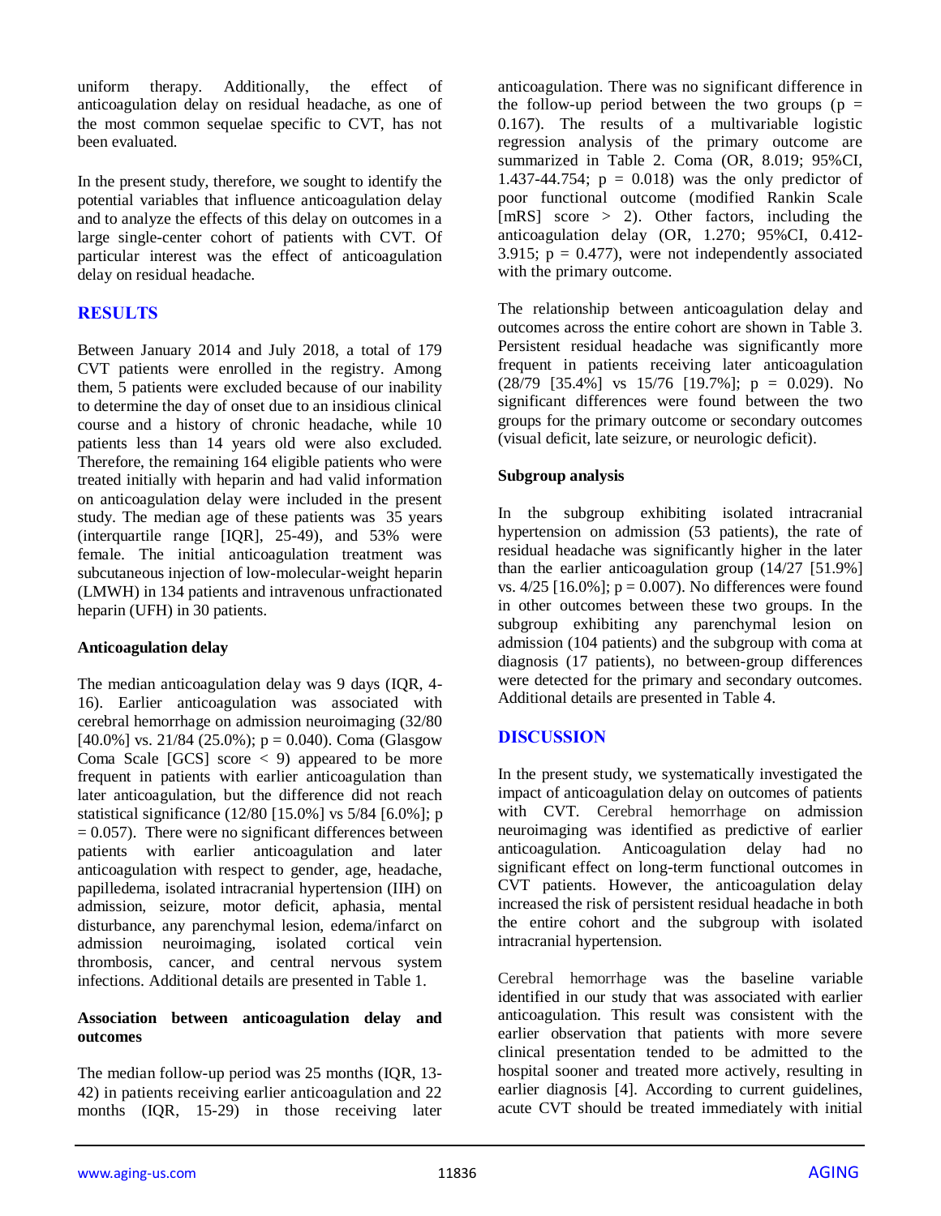uniform therapy. Additionally, the effect of anticoagulation delay on residual headache, as one of the most common sequelae specific to CVT, has not been evaluated.

In the present study, therefore, we sought to identify the potential variables that influence anticoagulation delay and to analyze the effects of this delay on outcomes in a large single-center cohort of patients with CVT. Of particular interest was the effect of anticoagulation delay on residual headache.

## RESULTS

Between January 2014 and July 2018, a total of 179 CVT patients were enrolled in the registry. Among them, 5 patients were excluded because of our inability to determine the day of onset due to an insidious clinical course and a history of chronic headache, while 10 patients less than 14 years old were also excluded. Therefore, the remaining 164 eligible patients who were treated initially with heparin and had valid information on anticoagulation delay were included in the present study. The median age of these patients was 35 years (interquartile range [IQR], 25-49), and 53% were female. The initial anticoagulation treatment was subcutaneous injection of low-molecular-weight heparin (LMWH) in 134 patients and intravenous unfractionated heparin (UFH) in 30 patients.

### Anticoagulation delay

The median anticoagulation delay was 9 days (IQR, 4-16). Earlier anticoagulation was associated with cerebral hemorrhage on admission neuroimaging (32/80 [40.0%] vs. 21/84 (25.0%); p = 0.040). Coma (Glasgow Coma Scale [GCS] score < 9) appeared to be more frequent in patients with earlier anticoagulation than later anticoagulation, but the difference did not reach statistical significance (12/80 [15.0%] vs 5/84 [6.0%]; p = 0.057). There were no significant differences between patients with earlier anticoagulation and later anticoagulation with respect to gender, age, headache, papilledema, isolated intracranial hypertension (IIH) on admission, seizure, motor deficit, aphasia, mental disturbance, any parenchymal lesion, edema/infarct on admission neuroimaging, isolated cortical vein thrombosis, cancer, and central nervous system infections. Additional details are presented in Table 1.

### Association between anticoagulation delay and outcomes

The median follow-up period was 25 months (IQR, 13-42) in patients receiving earlier anticoagulation and 22 months (IQR, 15-29) in those receiving later anticoagulation. There was no significant difference in the follow-up period between the two groups (p = 0.167). The results of a multivariable logistic regression analysis of the primary outcome are summarized in Table 2. Coma (OR, 8.019; 95%CI, 1.437-44.754; p = 0.018) was the only predictor of poor functional outcome (modified Rankin Scale [mRS] score > 2). Other factors, including the anticoagulation delay (OR, 1.270; 95%CI, 0.412-3.915; p = 0.477), were not independently associated with the primary outcome.

The relationship between anticoagulation delay and outcomes across the entire cohort are shown in Table 3. Persistent residual headache was significantly more frequent in patients receiving later anticoagulation (28/79 [35.4%] vs 15/76 [19.7%]; p = 0.029). No significant differences were found between the two groups for the primary outcome or secondary outcomes (visual deficit, late seizure, or neurologic deficit).

### Subgroup analysis

In the subgroup exhibiting isolated intracranial hypertension on admission (53 patients), the rate of residual headache was significantly higher in the later than the earlier anticoagulation group (14/27 [51.9%] vs. 4/25 [16.0%]; p = 0.007). No differences were found in other outcomes between these two groups. In the subgroup exhibiting any parenchymal lesion on admission (104 patients) and the subgroup with coma at diagnosis (17 patients), no between-group differences were detected for the primary and secondary outcomes. Additional details are presented in Table 4.

## DISCUSSION

In the present study, we systematically investigated the impact of anticoagulation delay on outcomes of patients with CVT. Cerebral hemorrhage on admission neuroimaging was identified as predictive of earlier anticoagulation. Anticoagulation delay had no significant effect on long-term functional outcomes in CVT patients. However, the anticoagulation delay increased the risk of persistent residual headache in both the entire cohort and the subgroup with isolated intracranial hypertension.

Cerebral hemorrhage was the baseline variable identified in our study that was associated with earlier anticoagulation. This result was consistent with the earlier observation that patients with more severe clinical presentation tended to be admitted to the hospital sooner and treated more actively, resulting in earlier diagnosis [4]. According to current guidelines, acute CVT should be treated immediately with initial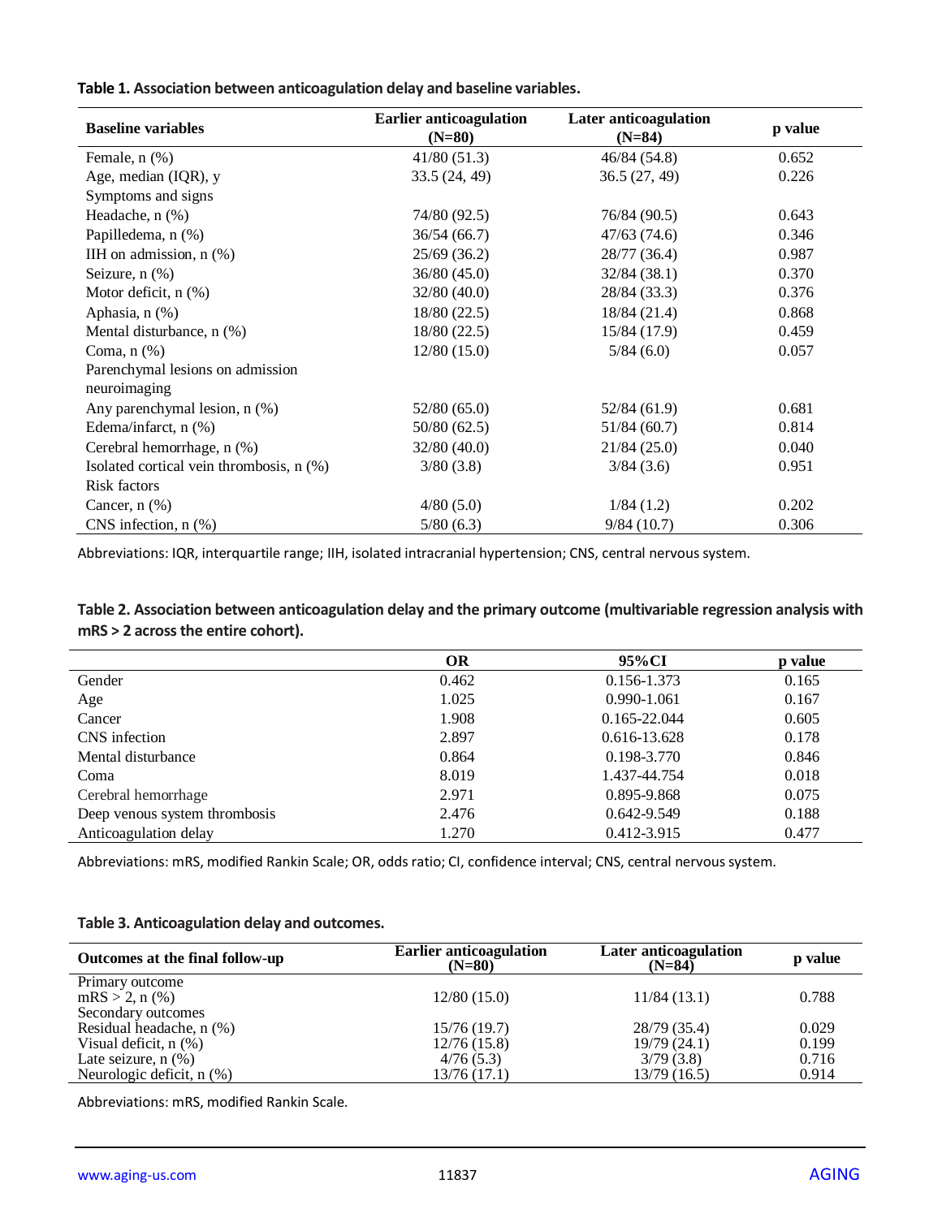**Table 1. Association between anticoagulation delay and baseline variables.**

| Baseline variables | Earlier anticoagulation (N=80) | Later anticoagulation (N=84) | p value |
|---|---|---|---|
| Female, n (%) | 41/80 (51.3) | 46/84 (54.8) | 0.652 |
| Age, median (IQR), y | 33.5 (24, 49) | 36.5 (27, 49) | 0.226 |
| Symptoms and signs | | | |
| Headache, n (%) | 74/80 (92.5) | 76/84 (90.5) | 0.643 |
| Papilledema, n (%) | 36/54 (66.7) | 47/63 (74.6) | 0.346 |
| IIH on admission, n (%) | 25/69 (36.2) | 28/77 (36.4) | 0.987 |
| Seizure, n (%) | 36/80 (45.0) | 32/84 (38.1) | 0.370 |
| Motor deficit, n (%) | 32/80 (40.0) | 28/84 (33.3) | 0.376 |
| Aphasia, n (%) | 18/80 (22.5) | 18/84 (21.4) | 0.868 |
| Mental disturbance, n (%) | 18/80 (22.5) | 15/84 (17.9) | 0.459 |
| Coma, n (%) | 12/80 (15.0) | 5/84 (6.0) | 0.057 |
| Parenchymal lesions on admission neuroimaging | | | |
| Any parenchymal lesion, n (%) | 52/80 (65.0) | 52/84 (61.9) | 0.681 |
| Edema/infarct, n (%) | 50/80 (62.5) | 51/84 (60.7) | 0.814 |
| Cerebral hemorrhage, n (%) | 32/80 (40.0) | 21/84 (25.0) | 0.040 |
| Isolated cortical vein thrombosis, n (%) | 3/80 (3.8) | 3/84 (3.6) | 0.951 |
| Risk factors | | | |
| Cancer, n (%) | 4/80 (5.0) | 1/84 (1.2) | 0.202 |
| CNS infection, n (%) | 5/80 (6.3) | 9/84 (10.7) | 0.306 |

Abbreviations: IQR, interquartile range; IIH, isolated intracranial hypertension; CNS, central nervous system.

**Table 2. Association between anticoagulation delay and the primary outcome (multivariable regression analysis with mRS > 2 across the entire cohort).**

| | OR | 95%CI | p value |
|---|---|---|---|
| Gender | 0.462 | 0.156-1.373 | 0.165 |
| Age | 1.025 | 0.990-1.061 | 0.167 |
| Cancer | 1.908 | 0.165-22.044 | 0.605 |
| CNS infection | 2.897 | 0.616-13.628 | 0.178 |
| Mental disturbance | 0.864 | 0.198-3.770 | 0.846 |
| Coma | 8.019 | 1.437-44.754 | 0.018 |
| Cerebral hemorrhage | 2.971 | 0.895-9.868 | 0.075 |
| Deep venous system thrombosis | 2.476 | 0.642-9.549 | 0.188 |
| Anticoagulation delay | 1.270 | 0.412-3.915 | 0.477 |

Abbreviations: mRS, modified Rankin Scale; OR, odds ratio; CI, confidence interval; CNS, central nervous system.

**Table 3. Anticoagulation delay and outcomes.**

| Outcomes at the final follow-up | Earlier anticoagulation (N=80) | Later anticoagulation (N=84) | p value |
|---|---|---|---|
| Primary outcome | | | |
| mRS > 2, n (%) | 12/80 (15.0) | 11/84 (13.1) | 0.788 |
| Secondary outcomes | | | |
| Residual headache, n (%) | 15/76 (19.7) | 28/79 (35.4) | 0.029 |
| Visual deficit, n (%) | 12/76 (15.8) | 19/79 (24.1) | 0.199 |
| Late seizure, n (%) | 4/76 (5.3) | 3/79 (3.8) | 0.716 |
| Neurologic deficit, n (%) | 13/76 (17.1) | 13/79 (16.5) | 0.914 |

Abbreviations: mRS, modified Rankin Scale.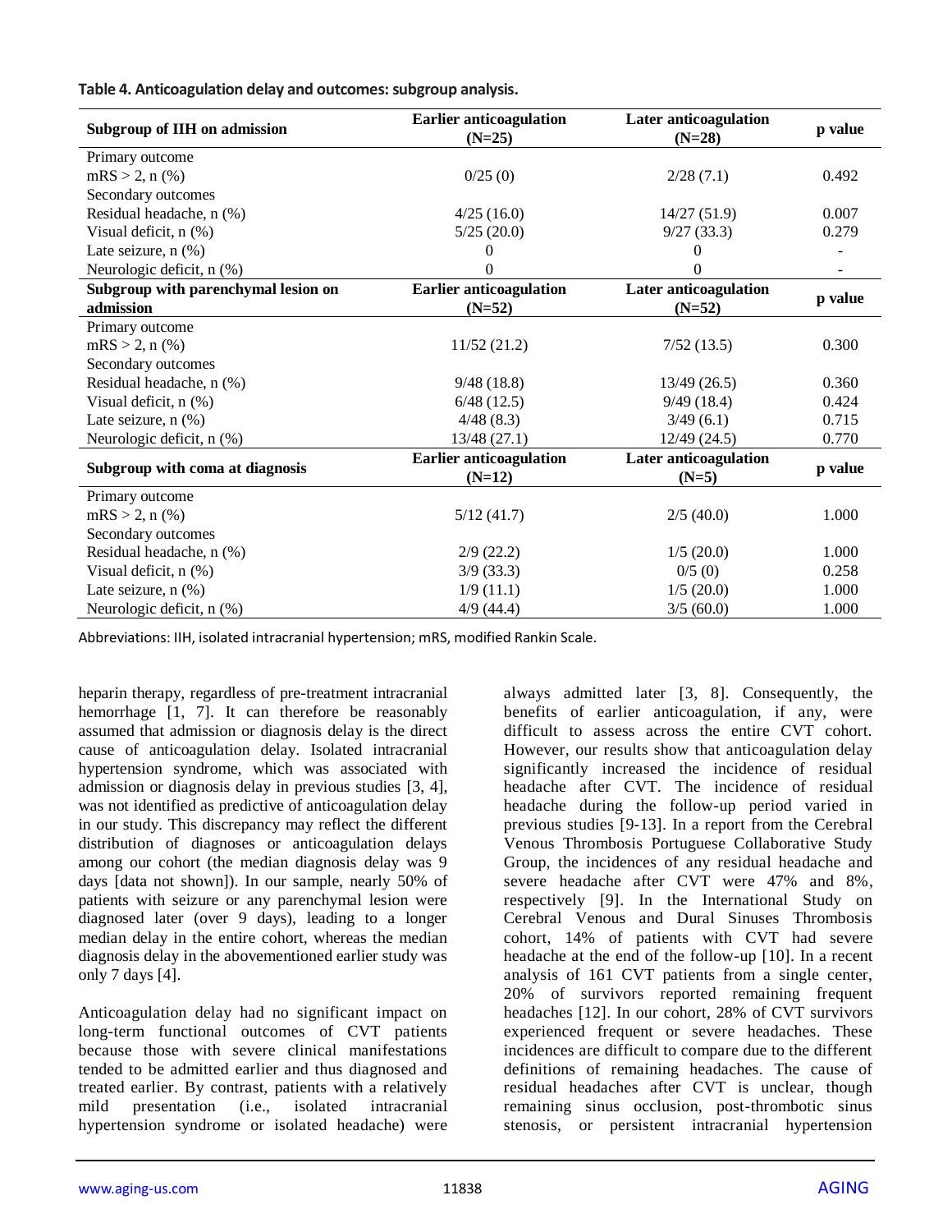**Table 4. Anticoagulation delay and outcomes: subgroup analysis.**

| Subgroup of IIH on admission | Earlier anticoagulation (N=25) | Later anticoagulation (N=28) | p value |
|---|---|---|---|
| Primary outcome | | | |
| mRS > 2, n (%) | 0/25 (0) | 2/28 (7.1) | 0.492 |
| Secondary outcomes | | | |
| Residual headache, n (%) | 4/25 (16.0) | 14/27 (51.9) | 0.007 |
| Visual deficit, n (%) | 5/25 (20.0) | 9/27 (33.3) | 0.279 |
| Late seizure, n (%) | 0 | 0 | - |
| Neurologic deficit, n (%) | 0 | 0 | - |
| **Subgroup with parenchymal lesion on admission** | **Earlier anticoagulation (N=52)** | **Later anticoagulation (N=52)** | **p value** |
| Primary outcome | | | |
| mRS > 2, n (%) | 11/52 (21.2) | 7/52 (13.5) | 0.300 |
| Secondary outcomes | | | |
| Residual headache, n (%) | 9/48 (18.8) | 13/49 (26.5) | 0.360 |
| Visual deficit, n (%) | 6/48 (12.5) | 9/49 (18.4) | 0.424 |
| Late seizure, n (%) | 4/48 (8.3) | 3/49 (6.1) | 0.715 |
| Neurologic deficit, n (%) | 13/48 (27.1) | 12/49 (24.5) | 0.770 |
| **Subgroup with coma at diagnosis** | **Earlier anticoagulation (N=12)** | **Later anticoagulation (N=5)** | **p value** |
| Primary outcome | | | |
| mRS > 2, n (%) | 5/12 (41.7) | 2/5 (40.0) | 1.000 |
| Secondary outcomes | | | |
| Residual headache, n (%) | 2/9 (22.2) | 1/5 (20.0) | 1.000 |
| Visual deficit, n (%) | 3/9 (33.3) | 0/5 (0) | 0.258 |
| Late seizure, n (%) | 1/9 (11.1) | 1/5 (20.0) | 1.000 |
| Neurologic deficit, n (%) | 4/9 (44.4) | 3/5 (60.0) | 1.000 |

Abbreviations: IIH, isolated intracranial hypertension; mRS, modified Rankin Scale.

heparin therapy, regardless of pre-treatment intracranial hemorrhage [1, 7]. It can therefore be reasonably assumed that admission or diagnosis delay is the direct cause of anticoagulation delay. Isolated intracranial hypertension syndrome, which was associated with admission or diagnosis delay in previous studies [3, 4], was not identified as predictive of anticoagulation delay in our study. This discrepancy may reflect the different distribution of diagnoses or anticoagulation delays among our cohort (the median diagnosis delay was 9 days [data not shown]). In our sample, nearly 50% of patients with seizure or any parenchymal lesion were diagnosed later (over 9 days), leading to a longer median delay in the entire cohort, whereas the median diagnosis delay in the abovementioned earlier study was only 7 days [4].

Anticoagulation delay had no significant impact on long-term functional outcomes of CVT patients because those with severe clinical manifestations tended to be admitted earlier and thus diagnosed and treated earlier. By contrast, patients with a relatively mild presentation (i.e., isolated intracranial hypertension syndrome or isolated headache) were always admitted later [3, 8]. Consequently, the benefits of earlier anticoagulation, if any, were difficult to assess across the entire CVT cohort. However, our results show that anticoagulation delay significantly increased the incidence of residual headache after CVT. The incidence of residual headache during the follow-up period varied in previous studies [9-13]. In a report from the Cerebral Venous Thrombosis Portuguese Collaborative Study Group, the incidences of any residual headache and severe headache after CVT were 47% and 8%, respectively [9]. In the International Study on Cerebral Venous and Dural Sinuses Thrombosis cohort, 14% of patients with CVT had severe headache at the end of the follow-up [10]. In a recent analysis of 161 CVT patients from a single center, 20% of survivors reported remaining frequent headaches [12]. In our cohort, 28% of CVT survivors experienced frequent or severe headaches. These incidences are difficult to compare due to the different definitions of remaining headaches. The cause of residual headaches after CVT is unclear, though remaining sinus occlusion, post-thrombotic sinus stenosis, or persistent intracranial hypertension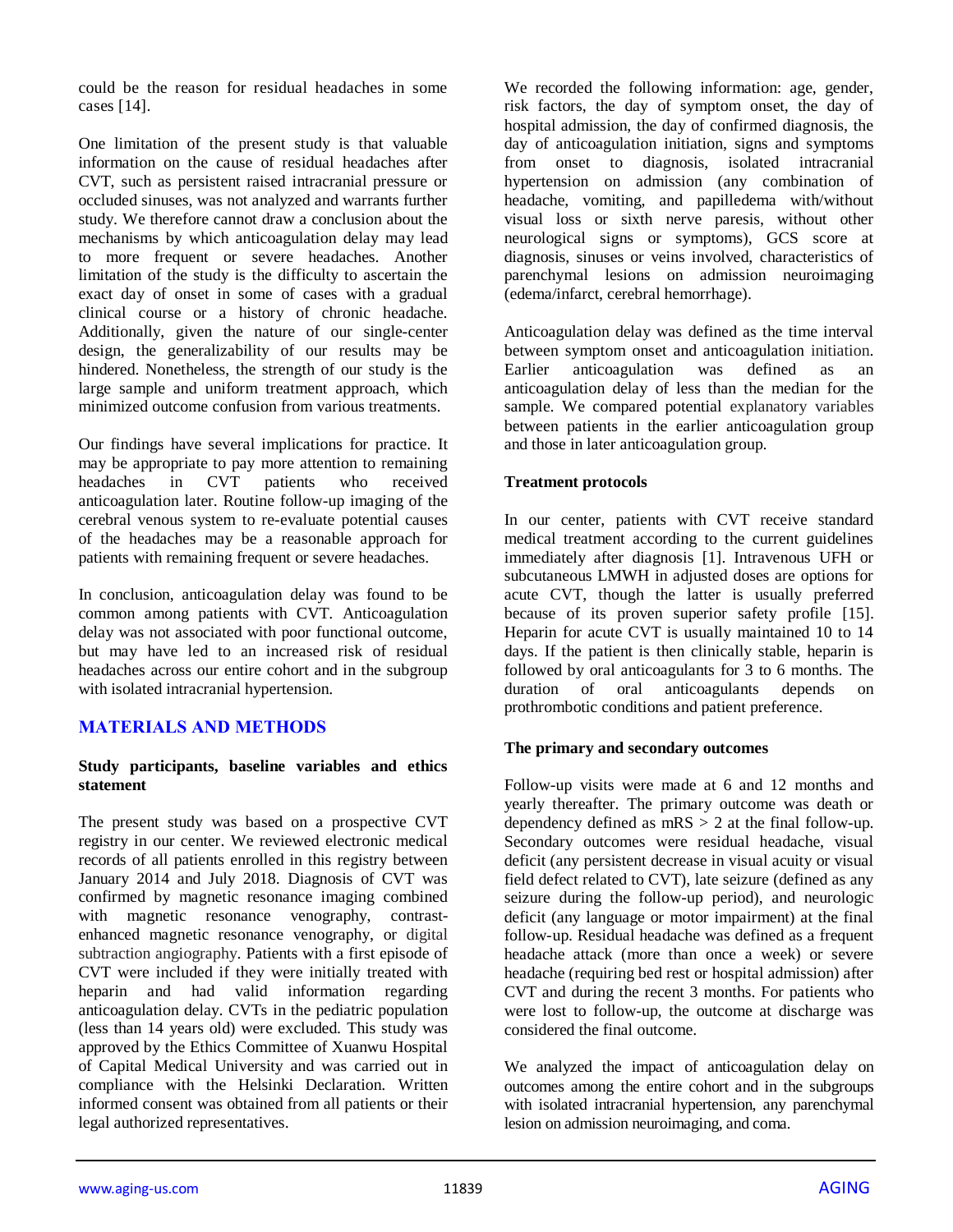could be the reason for residual headaches in some cases [14].

One limitation of the present study is that valuable information on the cause of residual headaches after CVT, such as persistent raised intracranial pressure or occluded sinuses, was not analyzed and warrants further study. We therefore cannot draw a conclusion about the mechanisms by which anticoagulation delay may lead to more frequent or severe headaches. Another limitation of the study is the difficulty to ascertain the exact day of onset in some of cases with a gradual clinical course or a history of chronic headache. Additionally, given the nature of our single-center design, the generalizability of our results may be hindered. Nonetheless, the strength of our study is the large sample and uniform treatment approach, which minimized outcome confusion from various treatments.

Our findings have several implications for practice. It may be appropriate to pay more attention to remaining headaches in CVT patients who received anticoagulation later. Routine follow-up imaging of the cerebral venous system to re-evaluate potential causes of the headaches may be a reasonable approach for patients with remaining frequent or severe headaches.

In conclusion, anticoagulation delay was found to be common among patients with CVT. Anticoagulation delay was not associated with poor functional outcome, but may have led to an increased risk of residual headaches across our entire cohort and in the subgroup with isolated intracranial hypertension.

## MATERIALS AND METHODS

### Study participants, baseline variables and ethics statement

The present study was based on a prospective CVT registry in our center. We reviewed electronic medical records of all patients enrolled in this registry between January 2014 and July 2018. Diagnosis of CVT was confirmed by magnetic resonance imaging combined with magnetic resonance venography, contrast-enhanced magnetic resonance venography, or digital subtraction angiography. Patients with a first episode of CVT were included if they were initially treated with heparin and had valid information regarding anticoagulation delay. CVTs in the pediatric population (less than 14 years old) were excluded. This study was approved by the Ethics Committee of Xuanwu Hospital of Capital Medical University and was carried out in compliance with the Helsinki Declaration. Written informed consent was obtained from all patients or their legal authorized representatives.

We recorded the following information: age, gender, risk factors, the day of symptom onset, the day of hospital admission, the day of confirmed diagnosis, the day of anticoagulation initiation, signs and symptoms from onset to diagnosis, isolated intracranial hypertension on admission (any combination of headache, vomiting, and papilledema with/without visual loss or sixth nerve paresis, without other neurological signs or symptoms), GCS score at diagnosis, sinuses or veins involved, characteristics of parenchymal lesions on admission neuroimaging (edema/infarct, cerebral hemorrhage).

Anticoagulation delay was defined as the time interval between symptom onset and anticoagulation initiation. Earlier anticoagulation was defined as an anticoagulation delay of less than the median for the sample. We compared potential explanatory variables between patients in the earlier anticoagulation group and those in later anticoagulation group.

### Treatment protocols

In our center, patients with CVT receive standard medical treatment according to the current guidelines immediately after diagnosis [1]. Intravenous UFH or subcutaneous LMWH in adjusted doses are options for acute CVT, though the latter is usually preferred because of its proven superior safety profile [15]. Heparin for acute CVT is usually maintained 10 to 14 days. If the patient is then clinically stable, heparin is followed by oral anticoagulants for 3 to 6 months. The duration of oral anticoagulants depends on prothrombotic conditions and patient preference.

### The primary and secondary outcomes

Follow-up visits were made at 6 and 12 months and yearly thereafter. The primary outcome was death or dependency defined as mRS $> 2$ at the final follow-up. Secondary outcomes were residual headache, visual deficit (any persistent decrease in visual acuity or visual field defect related to CVT), late seizure (defined as any seizure during the follow-up period), and neurologic deficit (any language or motor impairment) at the final follow-up. Residual headache was defined as a frequent headache attack (more than once a week) or severe headache (requiring bed rest or hospital admission) after CVT and during the recent 3 months. For patients who were lost to follow-up, the outcome at discharge was considered the final outcome.

We analyzed the impact of anticoagulation delay on outcomes among the entire cohort and in the subgroups with isolated intracranial hypertension, any parenchymal lesion on admission neuroimaging, and coma.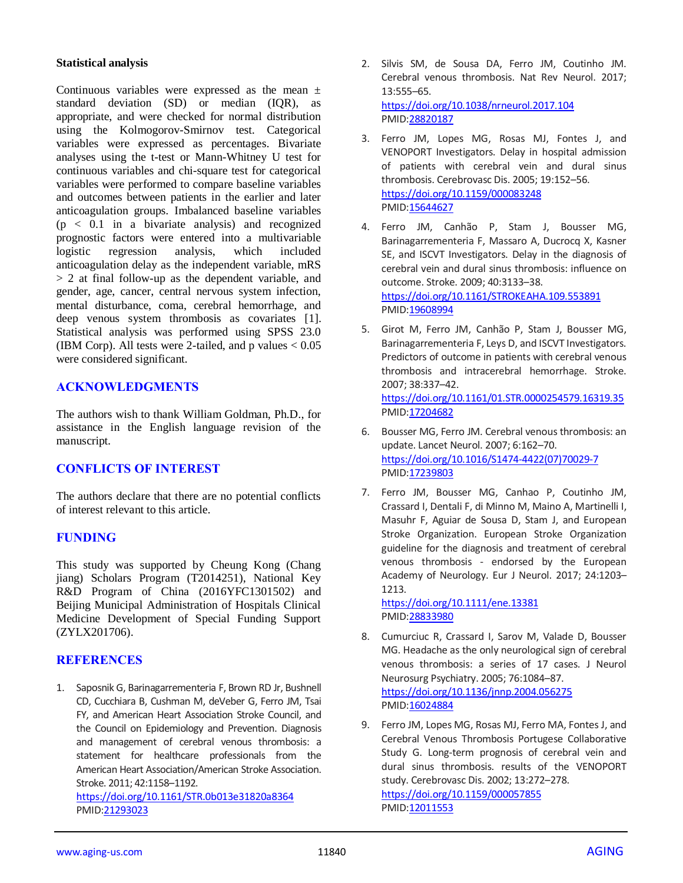### Statistical analysis

Continuous variables were expressed as the mean ± standard deviation (SD) or median (IQR), as appropriate, and were checked for normal distribution using the Kolmogorov-Smirnov test. Categorical variables were expressed as percentages. Bivariate analyses using the t-test or Mann-Whitney U test for continuous variables and chi-square test for categorical variables were performed to compare baseline variables and outcomes between patients in the earlier and later anticoagulation groups. Imbalanced baseline variables ($p < 0.1$ in a bivariate analysis) and recognized prognostic factors were entered into a multivariable logistic regression analysis, which included anticoagulation delay as the independent variable, mRS > 2 at final follow-up as the dependent variable, and gender, age, cancer, central nervous system infection, mental disturbance, coma, cerebral hemorrhage, and deep venous system thrombosis as covariates [1]. Statistical analysis was performed using SPSS 23.0 (IBM Corp). All tests were 2-tailed, and p values < 0.05 were considered significant.

## ACKNOWLEDGMENTS

The authors wish to thank William Goldman, Ph.D., for assistance in the English language revision of the manuscript.

## CONFLICTS OF INTEREST

The authors declare that there are no potential conflicts of interest relevant to this article.

## FUNDING

This study was supported by Cheung Kong (Chang jiang) Scholars Program (T2014251), National Key R&D Program of China (2016YFC1301502) and Beijing Municipal Administration of Hospitals Clinical Medicine Development of Special Funding Support (ZYLX201706).

## REFERENCES

1. Saposnik G, Barinagarrementeria F, Brown RD Jr, Bushnell CD, Cucchiara B, Cushman M, deVeber G, Ferro JM, Tsai FY, and American Heart Association Stroke Council, and the Council on Epidemiology and Prevention. Diagnosis and management of cerebral venous thrombosis: a statement for healthcare professionals from the American Heart Association/American Stroke Association. Stroke. 2011; 42:1158–1192. https://doi.org/10.1161/STR.0b013e31820a8364 PMID:21293023

2. Silvis SM, de Sousa DA, Ferro JM, Coutinho JM. Cerebral venous thrombosis. Nat Rev Neurol. 2017; 13:555–65. https://doi.org/10.1038/nrneurol.2017.104 PMID:28820187

3. Ferro JM, Lopes MG, Rosas MJ, Fontes J, and VENOPORT Investigators. Delay in hospital admission of patients with cerebral vein and dural sinus thrombosis. Cerebrovasc Dis. 2005; 19:152–56. https://doi.org/10.1159/000083248 PMID:15644627

4. Ferro JM, Canhão P, Stam J, Bousser MG, Barinagarrementeria F, Massaro A, Ducrocq X, Kasner SE, and ISCVT Investigators. Delay in the diagnosis of cerebral vein and dural sinus thrombosis: influence on outcome. Stroke. 2009; 40:3133–38. https://doi.org/10.1161/STROKEAHA.109.553891 PMID:19608994

5. Girot M, Ferro JM, Canhão P, Stam J, Bousser MG, Barinagarrementeria F, Leys D, and ISCVT Investigators. Predictors of outcome in patients with cerebral venous thrombosis and intracerebral hemorrhage. Stroke. 2007; 38:337–42. https://doi.org/10.1161/01.STR.0000254579.16319.35 PMID:17204682

6. Bousser MG, Ferro JM. Cerebral venous thrombosis: an update. Lancet Neurol. 2007; 6:162–70. https://doi.org/10.1016/S1474-4422(07)70029-7 PMID:17239803

7. Ferro JM, Bousser MG, Canhao P, Coutinho JM, Crassard I, Dentali F, di Minno M, Maino A, Martinelli I, Masuhr F, Aguiar de Sousa D, Stam J, and European Stroke Organization. European Stroke Organization guideline for the diagnosis and treatment of cerebral venous thrombosis - endorsed by the European Academy of Neurology. Eur J Neurol. 2017; 24:1203–1213. https://doi.org/10.1111/ene.13381 PMID:28833980

8. Cumurciuc R, Crassard I, Sarov M, Valade D, Bousser MG. Headache as the only neurological sign of cerebral venous thrombosis: a series of 17 cases. J Neurol Neurosurg Psychiatry. 2005; 76:1084–87. https://doi.org/10.1136/jnnp.2004.056275 PMID:16024884

9. Ferro JM, Lopes MG, Rosas MJ, Ferro MA, Fontes J, and Cerebral Venous Thrombosis Portugese Collaborative Study G. Long-term prognosis of cerebral vein and dural sinus thrombosis. results of the VENOPORT study. Cerebrovasc Dis. 2002; 13:272–278. https://doi.org/10.1159/000057855 PMID:12011553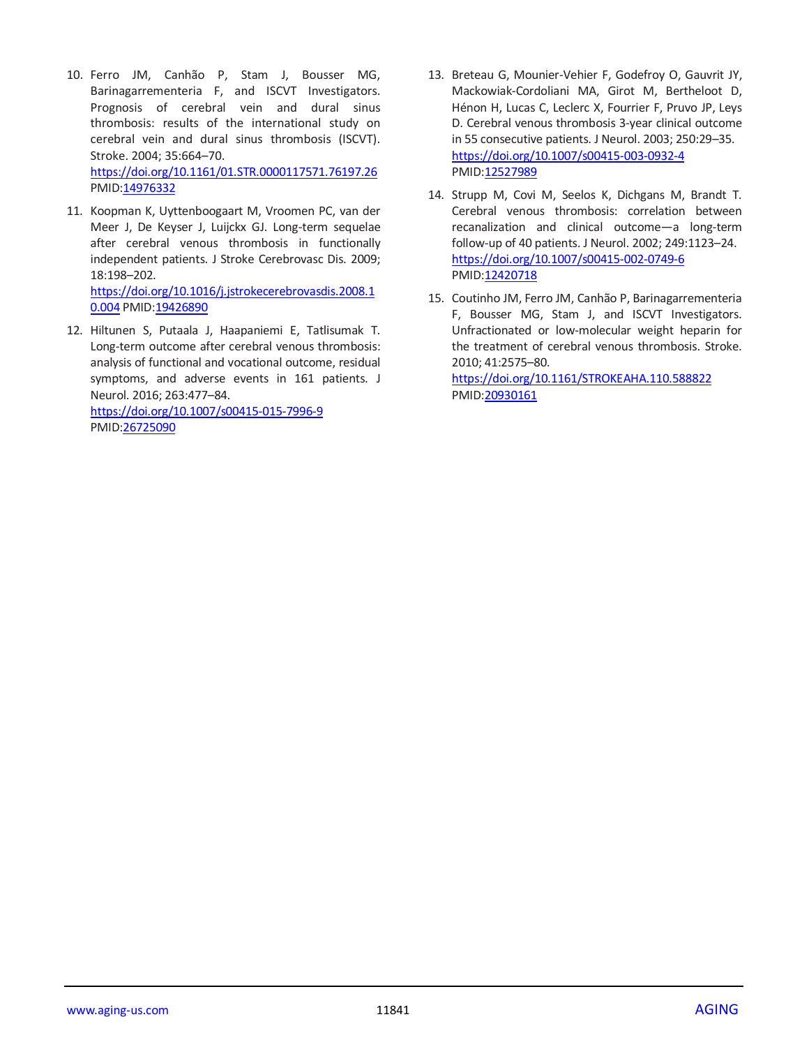10. Ferro JM, Canhão P, Stam J, Bousser MG, Barinagarrementeria F, and ISCVT Investigators. Prognosis of cerebral vein and dural sinus thrombosis: results of the international study on cerebral vein and dural sinus thrombosis (ISCVT). Stroke. 2004; 35:664–70. https://doi.org/10.1161/01.STR.0000117571.76197.26 PMID:14976332

11. Koopman K, Uyttenboogaart M, Vroomen PC, van der Meer J, De Keyser J, Luijckx GJ. Long-term sequelae after cerebral venous thrombosis in functionally independent patients. J Stroke Cerebrovasc Dis. 2009; 18:198–202. https://doi.org/10.1016/j.jstrokecerebrovasdis.2008.10.004 PMID:19426890

12. Hiltunen S, Putaala J, Haapaniemi E, Tatlisumak T. Long-term outcome after cerebral venous thrombosis: analysis of functional and vocational outcome, residual symptoms, and adverse events in 161 patients. J Neurol. 2016; 263:477–84. https://doi.org/10.1007/s00415-015-7996-9 PMID:26725090

13. Breteau G, Mounier-Vehier F, Godefroy O, Gauvrit JY, Mackowiak-Cordoliani MA, Girot M, Bertheloot D, Hénon H, Lucas C, Leclerc X, Fourrier F, Pruvo JP, Leys D. Cerebral venous thrombosis 3-year clinical outcome in 55 consecutive patients. J Neurol. 2003; 250:29–35. https://doi.org/10.1007/s00415-003-0932-4 PMID:12527989

14. Strupp M, Covi M, Seelos K, Dichgans M, Brandt T. Cerebral venous thrombosis: correlation between recanalization and clinical outcome—a long-term follow-up of 40 patients. J Neurol. 2002; 249:1123–24. https://doi.org/10.1007/s00415-002-0749-6 PMID:12420718

15. Coutinho JM, Ferro JM, Canhão P, Barinagarrementeria F, Bousser MG, Stam J, and ISCVT Investigators. Unfractionated or low-molecular weight heparin for the treatment of cerebral venous thrombosis. Stroke. 2010; 41:2575–80. https://doi.org/10.1161/STROKEAHA.110.588822 PMID:20930161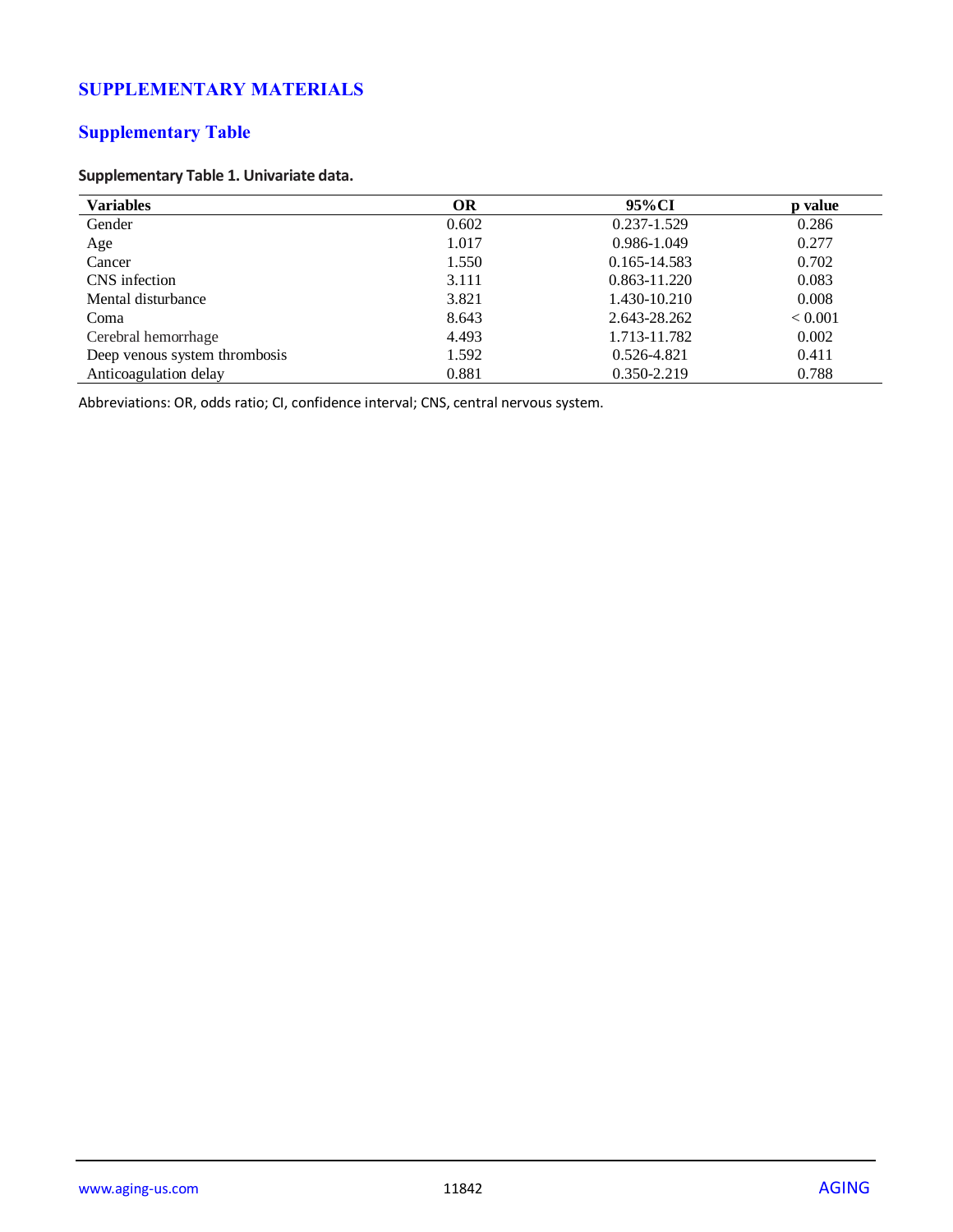## SUPPLEMENTARY MATERIALS

## Supplementary Table

**Supplementary Table 1. Univariate data.**

| Variables | OR | 95%CI | p value |
|---|---|---|---|
| Gender | 0.602 | 0.237-1.529 | 0.286 |
| Age | 1.017 | 0.986-1.049 | 0.277 |
| Cancer | 1.550 | 0.165-14.583 | 0.702 |
| CNS infection | 3.111 | 0.863-11.220 | 0.083 |
| Mental disturbance | 3.821 | 1.430-10.210 | 0.008 |
| Coma | 8.643 | 2.643-28.262 | < 0.001 |
| Cerebral hemorrhage | 4.493 | 1.713-11.782 | 0.002 |
| Deep venous system thrombosis | 1.592 | 0.526-4.821 | 0.411 |
| Anticoagulation delay | 0.881 | 0.350-2.219 | 0.788 |

Abbreviations: OR, odds ratio; CI, confidence interval; CNS, central nervous system.